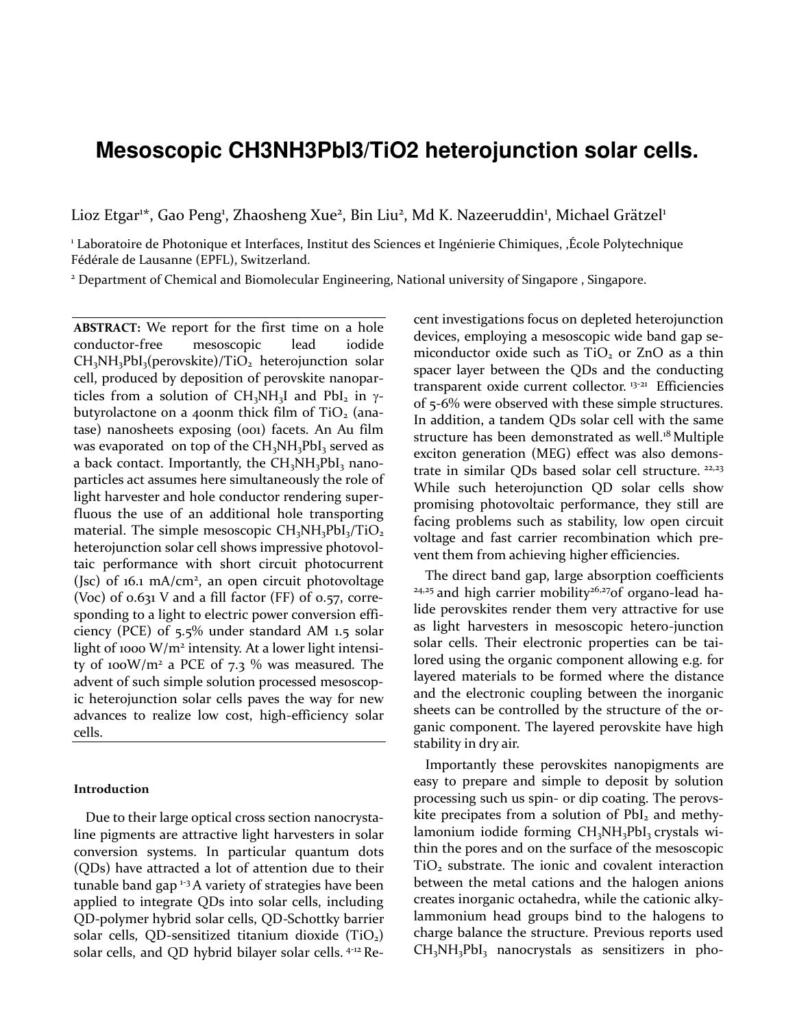# Mesoscopic $CH_3NH_3PbI_3/TiO_2$ heterojunction solar cells.

Lioz Etgar[1]*, Gao Peng[1], Zhaosheng Xue[2], Bin Liu[2], Md K. Nazeeruddin[1], Michael Grätzel[1]

[1] Laboratoire de Photonique et Interfaces, Institut des Sciences et Ingénierie Chimiques, ,École Polytechnique Fédérale de Lausanne (EPFL), Switzerland.

[2] Department of Chemical and Biomolecular Engineering, National university of Singapore , Singapore.

**ABSTRACT:** We report for the first time on a hole conductor-free mesoscopic lead iodide $CH_3NH_3PbI_3$(perovskite)/$TiO_2$ heterojunction solar cell, produced by deposition of perovskite nanoparticles from a solution of $CH_3NH_3I$ and $PbI_2$ in γ-butyrolactone on a 400nm thick film of $TiO_2$ (anatase) nanosheets exposing (001) facets. An Au film was evaporated on top of the $CH_3NH_3PbI_3$ served as a back contact. Importantly, the $CH_3NH_3PbI_3$ nanoparticles act assumes here simultaneously the role of light harvester and hole conductor rendering superfluous the use of an additional hole transporting material. The simple mesoscopic $CH_3NH_3PbI_3/TiO_2$ heterojunction solar cell shows impressive photovoltaic performance with short circuit photocurrent (Jsc) of 16.1 mA/cm$^2$, an open circuit photovoltage (Voc) of 0.631 V and a fill factor (FF) of 0.57, corresponding to a light to electric power conversion efficiency (PCE) of 5.5% under standard AM 1.5 solar light of 1000 W/m$^2$ intensity. At a lower light intensity of 100W/m$^2$ a PCE of 7.3 % was measured. The advent of such simple solution processed mesoscopic heterojunction solar cells paves the way for new advances to realize low cost, high-efficiency solar cells.

#### Introduction

Due to their large optical cross section nanocrystaline pigments are attractive light harvesters in solar conversion systems. In particular quantum dots (QDs) have attracted a lot of attention due to their tunable band gap [1-3] A variety of strategies have been applied to integrate QDs into solar cells, including QD-polymer hybrid solar cells, QD-Schottky barrier solar cells, QD-sensitized titanium dioxide ($TiO_2$) solar cells, and QD hybrid bilayer solar cells. [4-12] Recent investigations focus on depleted heterojunction devices, employing a mesoscopic wide band gap semiconductor oxide such as $TiO_2$ or ZnO as a thin spacer layer between the QDs and the conducting transparent oxide current collector. [13-21] Efficiencies of 5-6% were observed with these simple structures. In addition, a tandem QDs solar cell with the same structure has been demonstrated as well.[18] Multiple exciton generation (MEG) effect was also demonstrate in similar QDs based solar cell structure. [22,23] While such heterojunction QD solar cells show promising photovoltaic performance, they still are facing problems such as stability, low open circuit voltage and fast carrier recombination which prevent them from achieving higher efficiencies.

The direct band gap, large absorption coefficients [24,25] and high carrier mobility[26,27] of organo-lead halide perovskites render them very attractive for use as light harvesters in mesoscopic hetero-junction solar cells. Their electronic properties can be tailored using the organic component allowing e.g. for layered materials to be formed where the distance and the electronic coupling between the inorganic sheets can be controlled by the structure of the organic component. The layered perovskite have high stability in dry air.

Importantly these perovskites nanopigments are easy to prepare and simple to deposit by solution processing such us spin- or dip coating. The perovskite precipitates from a solution of $PbI_2$ and methylamonium iodide forming $CH_3NH_3PbI_3$ crystals within the pores and on the surface of the mesoscopic $TiO_2$ substrate. The ionic and covalent interaction between the metal cations and the halogen anions creates inorganic octahedra, while the cationic alkylammonium head groups bind to the halogens to charge balance the structure. Previous reports used $CH_3NH_3PbI_3$ nanocrystals as sensitizers in pho-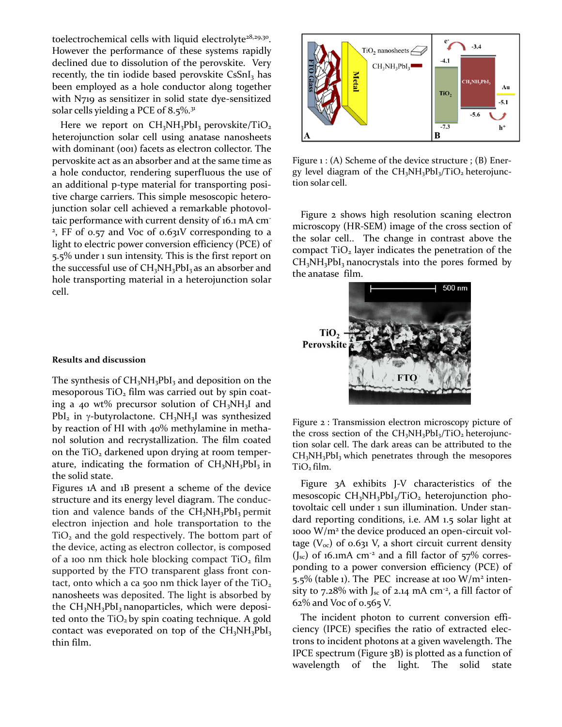toelectrochemical cells with liquid electrolyte[28,29,30]. However the performance of these systems rapidly declined due to dissolution of the perovskite. Very recently, the tin iodide based perovskite $CsSnI_3$ has been employed as a hole conductor along together with N719 as sensitizer in solid state dye-sensitized solar cells yielding a PCE of 8.5%.[31]

Here we report on $CH_3NH_3PbI_3$ perovskite/$TiO_2$ heterojunction solar cell using anatase nanosheets with dominant (001) facets as electron collector. The pervoskite act as an absorber and at the same time as a hole conductor, rendering superfluous the use of an additional p-type material for transporting positive charge carriers. This simple mesoscopic heterojunction solar cell achieved a remarkable photovoltaic performance with current density of 16.1 mA $cm^{-2}$, FF of 0.57 and Voc of 0.631V corresponding to a light to electric power conversion efficiency (PCE) of 5.5% under 1 sun intensity. This is the first report on the successful use of $CH_3NH_3PbI_3$ as an absorber and hole transporting material in a heterojunction solar cell.

Figure 1 : (A) Scheme of the device structure ; (B) Energy level diagram of the $CH_3NH_3PbI_3/TiO_2$ heterojunction solar cell.

**Results and discussion**

The synthesis of $CH_3NH_3PbI_3$ and deposition on the mesoporous $TiO_2$ film was carried out by spin coating a 40 wt% precursor solution of $CH_3NH_3I$ and $PbI_2$ in γ-butyrolactone. $CH_3NH_3I$ was synthesized by reaction of HI with 40% methylamine in methanol solution and recrystallization. The film coated on the $TiO_2$ darkened upon drying at room temperature, indicating the formation of $CH_3NH_3PbI_3$ in the solid state.

Figures 1A and 1B present a scheme of the device structure and its energy level diagram. The conduction and valence bands of the $CH_3NH_3PbI_3$ permit electron injection and hole transportation to the $TiO_2$ and the gold respectively. The bottom part of the device, acting as electron collector, is composed of a 100 nm thick hole blocking compact $TiO_2$ film supported by the FTO transparent glass front contact, onto which a ca 500 nm thick layer of the $TiO_2$ nanosheets was deposited. The light is absorbed by the $CH_3NH_3PbI_3$ nanoparticles, which were deposited onto the $TiO_2$ by spin coating technique. A gold contact was eveporated on top of the $CH_3NH_3PbI_3$ thin film.

Figure 2 shows high resolution scaning electron microscopy (HR-SEM) image of the cross section of the solar cell.. The change in contrast above the compact $TiO_2$ layer indicates the penetration of the $CH_3NH_3PbI_3$ nanocrystals into the pores formed by the anatase film.

Figure 2 : Transmission electron microscopy picture of the cross section of the $CH_3NH_3PbI_3/TiO_2$ heterojunction solar cell. The dark areas can be attributed to the $CH_3NH_3PbI_3$ which penetrates through the mesopores $TiO_2$ film.

Figure 3A exhibits J-V characteristics of the mesoscopic $CH_3NH_3PbI_3/TiO_2$ heterojunction photovoltaic cell under 1 sun illumination. Under standard reporting conditions, i.e. AM 1.5 solar light at 1000 W/$m^2$ the device produced an open-circuit voltage ($V_{oc}$) of 0.631 V, a short circuit current density ($J_{sc}$) of 16.1mA $cm^{-2}$ and a fill factor of 57% corresponding to a power conversion efficiency (PCE) of 5.5% (table 1). The PEC increase at 100 W/$m^2$ intensity to 7.28% with $J_{sc}$ of 2.14 mA $cm^{-2}$, a fill factor of 62% and Voc of 0.565 V.

The incident photon to current conversion efficiency (IPCE) specifies the ratio of extracted electrons to incident photons at a given wavelength. The IPCE spectrum (Figure 3B) is plotted as a function of wavelength of the light. The solid state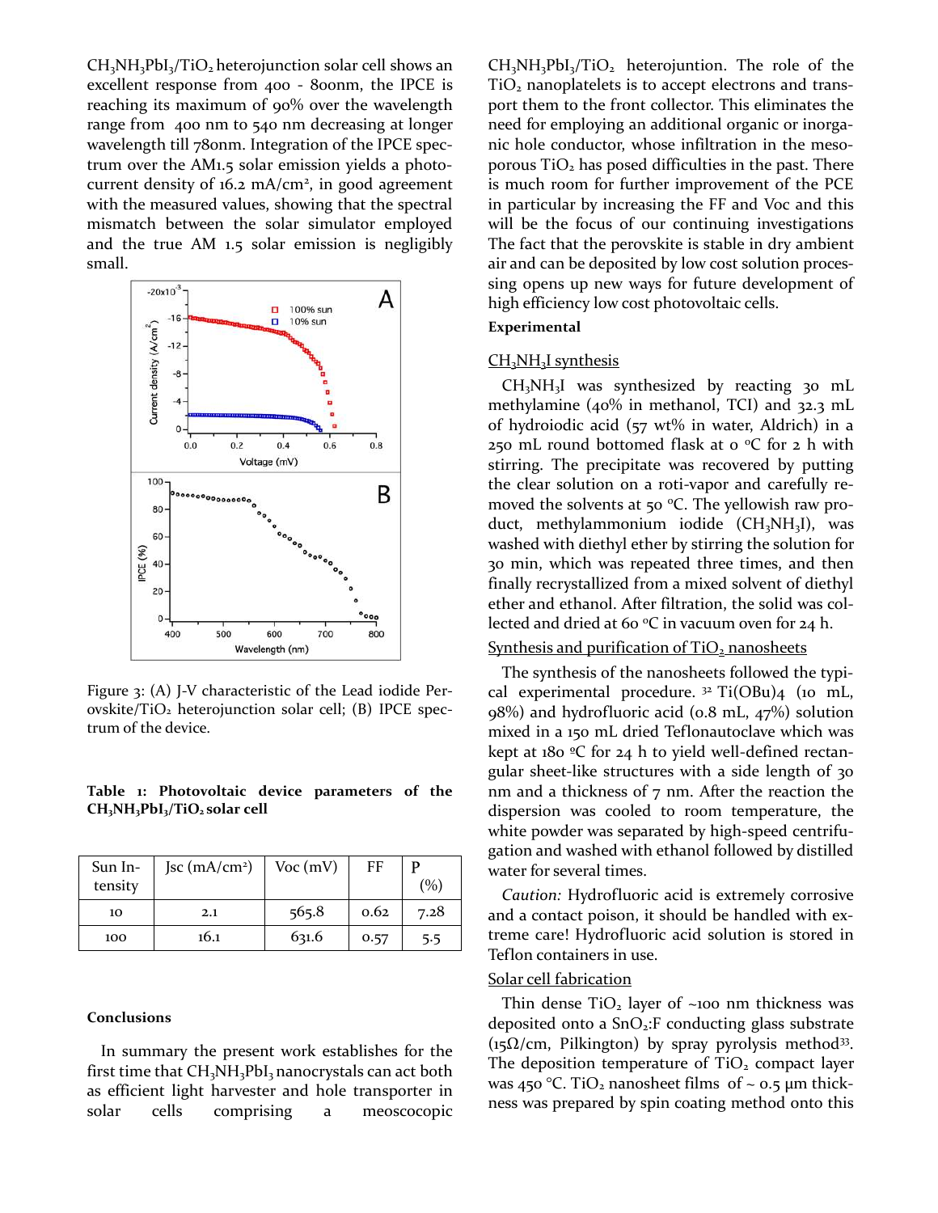$CH_3NH_3PbI_3/TiO_2$ heterojunction solar cell shows an excellent response from 400 - 800nm, the IPCE is reaching its maximum of 90% over the wavelength range from 400 nm to 540 nm decreasing at longer wavelength till 780nm. Integration of the IPCE spectrum over the AM1.5 solar emission yields a photocurrent density of 16.2 mA/cm$^2$, in good agreement with the measured values, showing that the spectral mismatch between the solar simulator employed and the true AM 1.5 solar emission is negligibly small.

Figure 3: (A) J-V characteristic of the Lead iodide Perovskite/$TiO_2$ heterojunction solar cell; (B) IPCE spectrum of the device.

**Table 1: Photovoltaic device parameters of the $CH_3NH_3PbI_3/TiO_2$ solar cell**

| Sun Intensity | Jsc (mA/cm$^2$) | Voc (mV) | FF | P (%) |
|---|---|---|---|---|
| 10 | 2.1 | 565.8 | 0.62 | 7.28 |
| 100 | 16.1 | 631.6 | 0.57 | 5.5 |

## Conclusions

In summary the present work establishes for the first time that $CH_3NH_3PbI_3$ nanocrystals can act both as efficient light harvester and hole transporter in solar cells comprising a meoscocopic $CH_3NH_3PbI_3/TiO_2$ heterojuntion. The role of the $TiO_2$ nanoplatelets is to accept electrons and transport them to the front collector. This eliminates the need for employing an additional organic or inorganic hole conductor, whose infiltration in the mesoporous $TiO_2$ has posed difficulties in the past. There is much room for further improvement of the PCE in particular by increasing the FF and Voc and this will be the focus of our continuing investigations The fact that the perovskite is stable in dry ambient air and can be deposited by low cost solution processing opens up new ways for future development of high efficiency low cost photovoltaic cells.

## Experimental

### $CH_3NH_3I$ synthesis

$CH_3NH_3I$ was synthesized by reacting 30 mL methylamine (40% in methanol, TCI) and 32.3 mL of hydroiodic acid (57 wt% in water, Aldrich) in a 250 mL round bottomed flask at 0 °C for 2 h with stirring. The precipitate was recovered by putting the clear solution on a roti-vapor and carefully removed the solvents at 50 °C. The yellowish raw product, methylammonium iodide ($CH_3NH_3I$), was washed with diethyl ether by stirring the solution for 30 min, which was repeated three times, and then finally recrystallized from a mixed solvent of diethyl ether and ethanol. After filtration, the solid was collected and dried at 60 °C in vacuum oven for 24 h.

### Synthesis and purification of $TiO_2$ nanosheets

The synthesis of the nanosheets followed the typical experimental procedure. [32] Ti(OBu)4 (10 mL, 98%) and hydrofluoric acid (0.8 mL, 47%) solution mixed in a 150 mL dried Teflonautoclave which was kept at 180 ºC for 24 h to yield well-defined rectangular sheet-like structures with a side length of 30 nm and a thickness of 7 nm. After the reaction the dispersion was cooled to room temperature, the white powder was separated by high-speed centrifugation and washed with ethanol followed by distilled water for several times.

*Caution:* Hydrofluoric acid is extremely corrosive and a contact poison, it should be handled with extreme care! Hydrofluoric acid solution is stored in Teflon containers in use.

### Solar cell fabrication

Thin dense $TiO_2$ layer of ~100 nm thickness was deposited onto a $SnO_2$:F conducting glass substrate (15Ω/cm, Pilkington) by spray pyrolysis method[33]. The deposition temperature of $TiO_2$ compact layer was 450 °C. $TiO_2$ nanosheet films of ~ 0.5 µm thickness was prepared by spin coating method onto this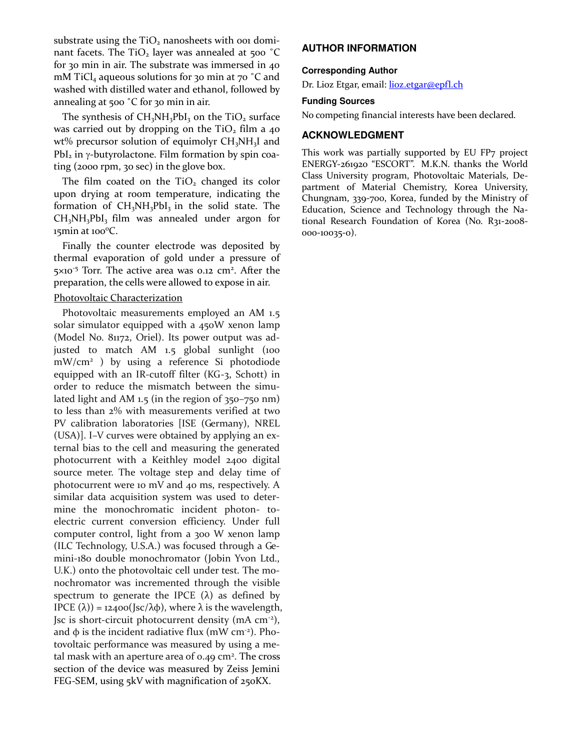substrate using the $TiO_2$ nanosheets with 001 dominant facets. The $TiO_2$ layer was annealed at 500 °C for 30 min in air. The substrate was immersed in 40 mM $TiCl_4$ aqueous solutions for 30 min at 70 °C and washed with distilled water and ethanol, followed by annealing at 500 °C for 30 min in air.

The synthesis of $CH_3NH_3PbI_3$ on the $TiO_2$ surface was carried out by dropping on the $TiO_2$ film a 40 wt% precursor solution of equimolyr $CH_3NH_3I$ and $PbI_2$ in γ-butyrolactone. Film formation by spin coating (2000 rpm, 30 sec) in the glove box.

The film coated on the $TiO_2$ changed its color upon drying at room temperature, indicating the formation of $CH_3NH_3PbI_3$ in the solid state. The $CH_3NH_3PbI_3$ film was annealed under argon for 15min at 100°C.

Finally the counter electrode was deposited by thermal evaporation of gold under a pressure of $5\times10^{-5}$ Torr. The active area was 0.12 $cm^2$. After the preparation, the cells were allowed to expose in air.

Photovoltaic Characterization

Photovoltaic measurements employed an AM 1.5 solar simulator equipped with a 450W xenon lamp (Model No. 81172, Oriel). Its power output was adjusted to match AM 1.5 global sunlight (100 $mW/cm^2$ ) by using a reference Si photodiode equipped with an IR-cutoff filter (KG-3, Schott) in order to reduce the mismatch between the simulated light and AM 1.5 (in the region of 350–750 nm) to less than 2% with measurements verified at two PV calibration laboratories [ISE (Germany), NREL (USA)]. I–V curves were obtained by applying an external bias to the cell and measuring the generated photocurrent with a Keithley model 2400 digital source meter. The voltage step and delay time of photocurrent were 10 mV and 40 ms, respectively. A similar data acquisition system was used to determine the monochromatic incident photon- to-electric current conversion efficiency. Under full computer control, light from a 300 W xenon lamp (ILC Technology, U.S.A.) was focused through a Gemini-180 double monochromator (Jobin Yvon Ltd., U.K.) onto the photovoltaic cell under test. The monochromator was incremented through the visible spectrum to generate the IPCE (λ) as defined by IPCE (λ)) = 12400(Jsc/λϕ), where λ is the wavelength, Jsc is short-circuit photocurrent density (mA $cm^{-2}$), and ϕ is the incident radiative flux (mW $cm^{-2}$). Photovoltaic performance was measured by using a metal mask with an aperture area of 0.49 $cm^2$. The cross section of the device was measured by Zeiss Jemini FEG-SEM, using 5kV with magnification of 250KX.

## AUTHOR INFORMATION

### Corresponding Author

Dr. Lioz Etgar, email: lioz.etgar@epfl.ch

### Funding Sources

No competing financial interests have been declared.

## ACKNOWLEDGMENT

This work was partially supported by EU FP7 project ENERGY-261920 "ESCORT". M.K.N. thanks the World Class University program, Photovoltaic Materials, Department of Material Chemistry, Korea University, Chungnam, 339-700, Korea, funded by the Ministry of Education, Science and Technology through the National Research Foundation of Korea (No. R31-2008-000-10035-0).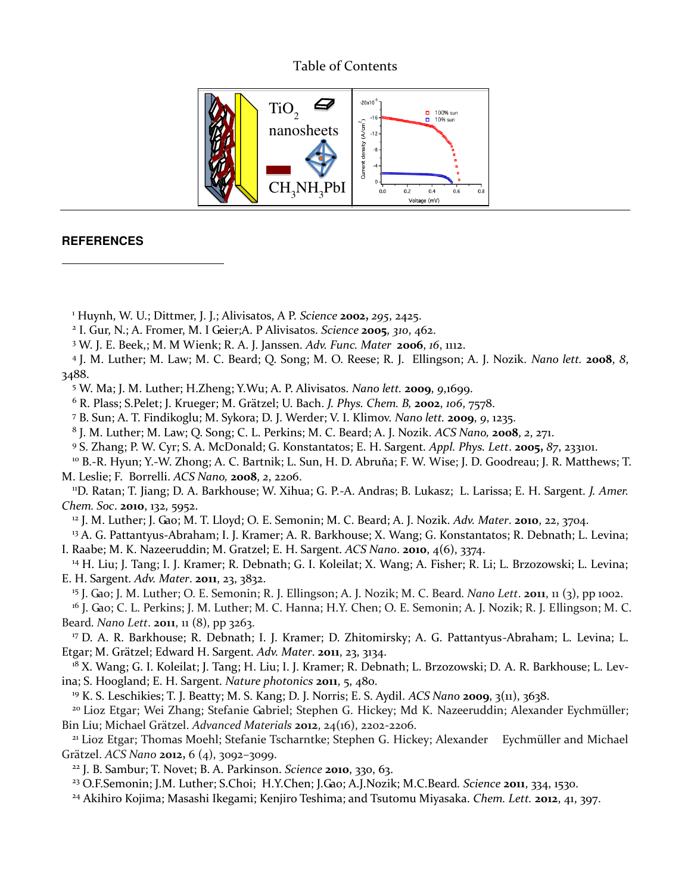Table of Contents

## REFERENCES

[1] Huynh, W. U.; Dittmer, J. J.; Alivisatos, A P. *Science* **2002,** *295*, 2425.

[2] I. Gur, N.; A. Fromer, M. I Geier;A. P Alivisatos. *Science* **2005**, *310*, 462.

[3] W. J. E. Beek,; M. M Wienk; R. A. J. Janssen. *Adv. Func. Mater* **2006**, *16*, 1112.

[4] J. M. Luther; M. Law; M. C. Beard; Q. Song; M. O. Reese; R. J. Ellingson; A. J. Nozik. *Nano lett.* **2008**, *8*, 3488.

[5] W. Ma; J. M. Luther; H.Zheng; Y.Wu; A. P. Alivisatos. *Nano lett.* **2009**, *9*,1699.

[6] R. Plass; S.Pelet; J. Krueger; M. Grätzel; U. Bach. *J. Phys. Chem. B,* **2002**, *106*, 7578.

[7] B. Sun; A. T. Findikoglu; M. Sykora; D. J. Werder; V. I. Klimov. *Nano lett.* **2009**, *9*, 1235.

[8] J. M. Luther; M. Law; Q. Song; C. L. Perkins; M. C. Beard; A. J. Nozik. *ACS Nano,* **2008**, *2*, 271.

[9] S. Zhang; P. W. Cyr; S. A. McDonald; G. Konstantatos; E. H. Sargent. *Appl. Phys. Lett*. **2005,** *87*, 233101.

[10] B.-R. Hyun; Y.-W. Zhong; A. C. Bartnik; L. Sun, H. D. Abruña; F. W. Wise; J. D. Goodreau; J. R. Matthews; T. M. Leslie; F. Borrelli. *ACS Nano,* **2008**, *2*, 2206.

[11] D. Ratan; T. Jiang; D. A. Barkhouse; W. Xihua; G. P.-A. Andras; B. Lukasz; L. Larissa; E. H. Sargent. *J. Amer. Chem. Soc*. **2010**, 132, 5952.

[12] J. M. Luther; J. Gao; M. T. Lloyd; O. E. Semonin; M. C. Beard; A. J. Nozik. *Adv. Mater*. **2010**, 22, 3704.

[13] A. G. Pattantyus-Abraham; I. J. Kramer; A. R. Barkhouse; X. Wang; G. Konstantatos; R. Debnath; L. Levina; I. Raabe; M. K. Nazeeruddin; M. Gratzel; E. H. Sargent. *ACS Nano*. **2010**, 4(6), 3374.

[14] H. Liu; J. Tang; I. J. Kramer; R. Debnath; G. I. Koleilat; X. Wang; A. Fisher; R. Li; L. Brzozowski; L. Levina; E. H. Sargent. *Adv. Mater*. **2011**, 23, 3832.

[15] J. Gao; J. M. Luther; O. E. Semonin; R. J. Ellingson; A. J. Nozik; M. C. Beard. *Nano Lett*. **2011**, 11 (3), pp 1002.

[16] J. Gao; C. L. Perkins; J. M. Luther; M. C. Hanna; H.Y. Chen; O. E. Semonin; A. J. Nozik; R. J. Ellingson; M. C. Beard. *Nano Lett*. **2011**, 11 (8), pp 3263.

[17] D. A. R. Barkhouse; R. Debnath; I. J. Kramer; D. Zhitomirsky; A. G. Pattantyus-Abraham; L. Levina; L. Etgar; M. Grätzel; Edward H. Sargent. *Adv. Mater*. **2011**, 23, 3134.

[18] X. Wang; G. I. Koleilat; J. Tang; H. Liu; I. J. Kramer; R. Debnath; L. Brzozowski; D. A. R. Barkhouse; L. Levina; S. Hoogland; E. H. Sargent. *Nature photonics* **2011**, 5, 480.

[19] K. S. Leschikies; T. J. Beatty; M. S. Kang; D. J. Norris; E. S. Aydil. *ACS Nano* **2009**, 3(11), 3638.

[20] Lioz Etgar; Wei Zhang; Stefanie Gabriel; Stephen G. Hickey; Md K. Nazeeruddin; Alexander Eychmüller; Bin Liu; Michael Grätzel. *Advanced Materials* **2012**, 24(16), 2202-2206.

[21] Lioz Etgar; Thomas Moehl; Stefanie Tscharntke; Stephen G. Hickey; Alexander Eychmüller and Michael Grätzel. *ACS Nano* **2012,** 6 (4), 3092–3099.

[22] J. B. Sambur; T. Novet; B. A. Parkinson. *Science* **2010**, 330, 63.

[23] O.F.Semonin; J.M. Luther; S.Choi; H.Y.Chen; J.Gao; A.J.Nozik; M.C.Beard. *Science* **2011**, 334, 1530.

[24] Akihiro Kojima; Masashi Ikegami; Kenjiro Teshima; and Tsutomu Miyasaka. *Chem. Lett.* **2012**, 41, 397.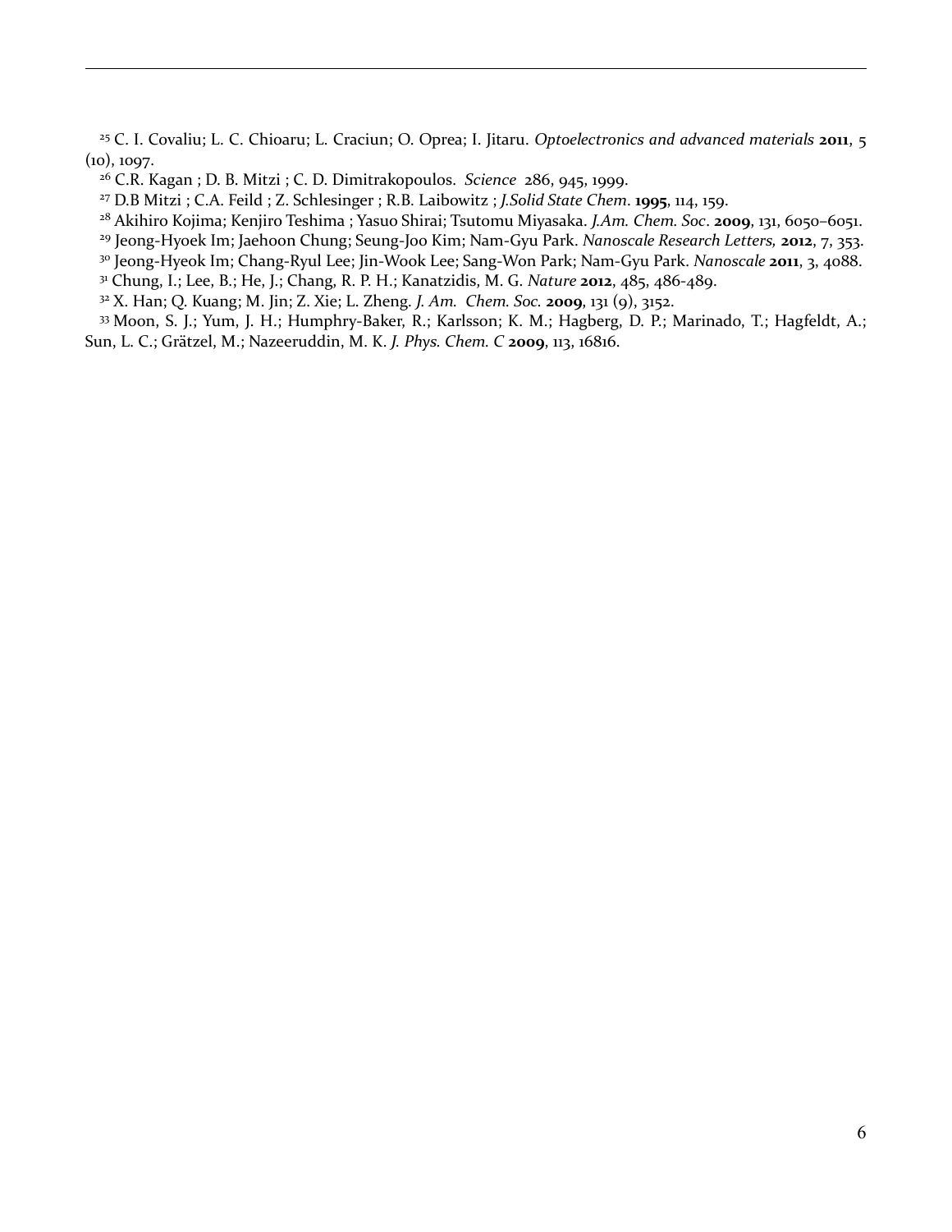[25] C. I. Covaliu; L. C. Chioaru; L. Craciun; O. Oprea; I. Jitaru. *Optoelectronics and advanced materials* **2011**, 5 (10), 1097.

[26] C.R. Kagan ; D. B. Mitzi ; C. D. Dimitrakopoulos. *Science* 286, 945, 1999.

[27] D.B Mitzi ; C.A. Feild ; Z. Schlesinger ; R.B. Laibowitz ; *J.Solid State Chem*. **1995**, 114, 159.

[28] Akihiro Kojima; Kenjiro Teshima ; Yasuo Shirai; Tsutomu Miyasaka. *J.Am. Chem. Soc*. **2009**, 131, 6050–6051.

[29] Jeong-Hyoek Im; Jaehoon Chung; Seung-Joo Kim; Nam-Gyu Park. *Nanoscale Research Letters,* **2012**, 7, 353.

[30] Jeong-Hyeok Im; Chang-Ryul Lee; Jin-Wook Lee; Sang-Won Park; Nam-Gyu Park. *Nanoscale* **2011**, 3, 4088.

[31] Chung, I.; Lee, B.; He, J.; Chang, R. P. H.; Kanatzidis, M. G. *Nature* **2012**, 485, 486-489.

[32] X. Han; Q. Kuang; M. Jin; Z. Xie; L. Zheng. *J. Am. Chem. Soc.* **2009**, 131 (9), 3152.

[33] Moon, S. J.; Yum, J. H.; Humphry-Baker, R.; Karlsson; K. M.; Hagberg, D. P.; Marinado, T.; Hagfeldt, A.; Sun, L. C.; Grätzel, M.; Nazeeruddin, M. K. *J. Phys. Chem. C* **2009**, 113, 16816.